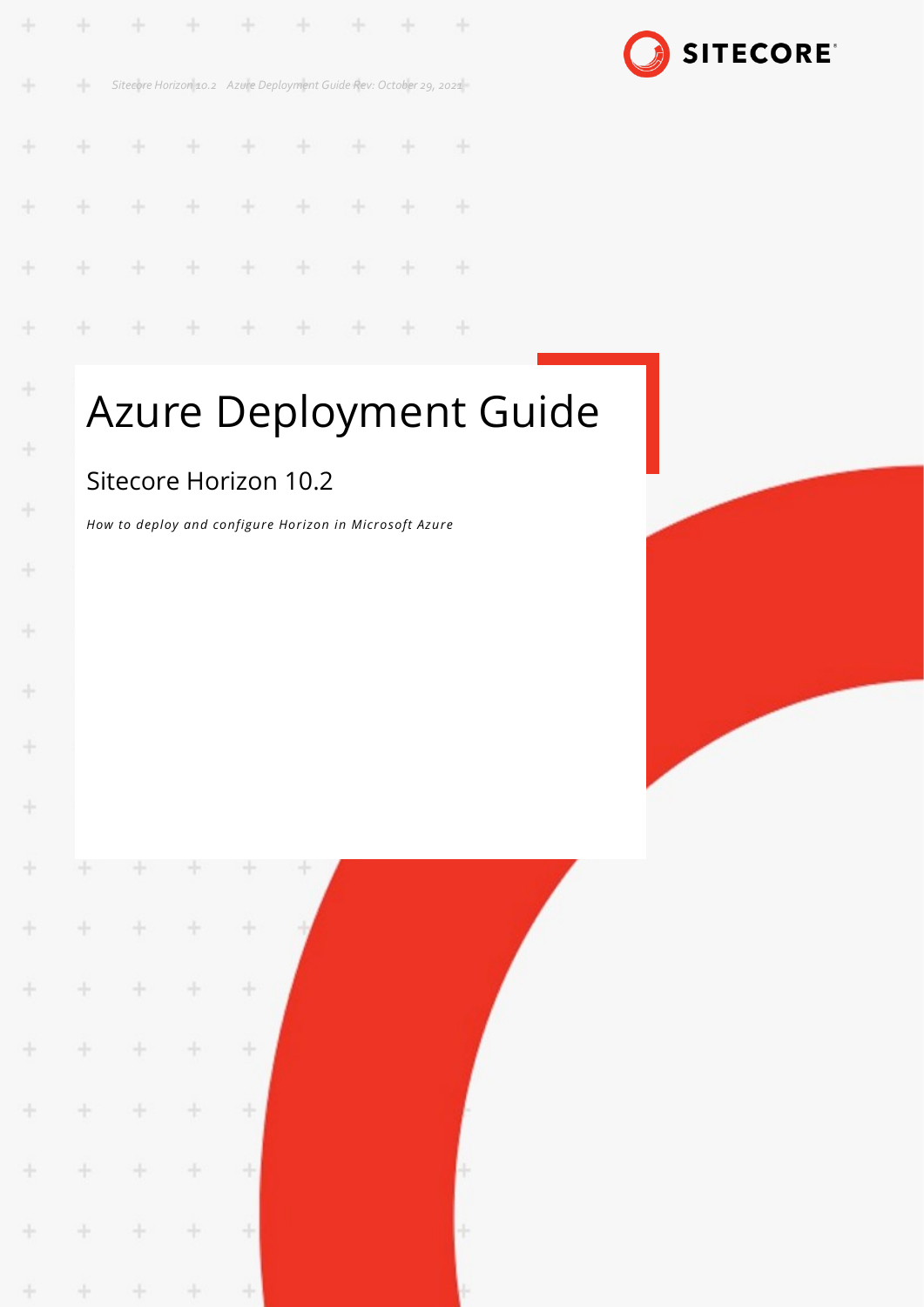Sitecore Horizon 10.2 Azure Deployment Guide Rev: October 29, 2021

# Azure Deployment Guide

## Sitecore Horizon 10.2

*How to deploy and configure Horizon in Microsoft Azure*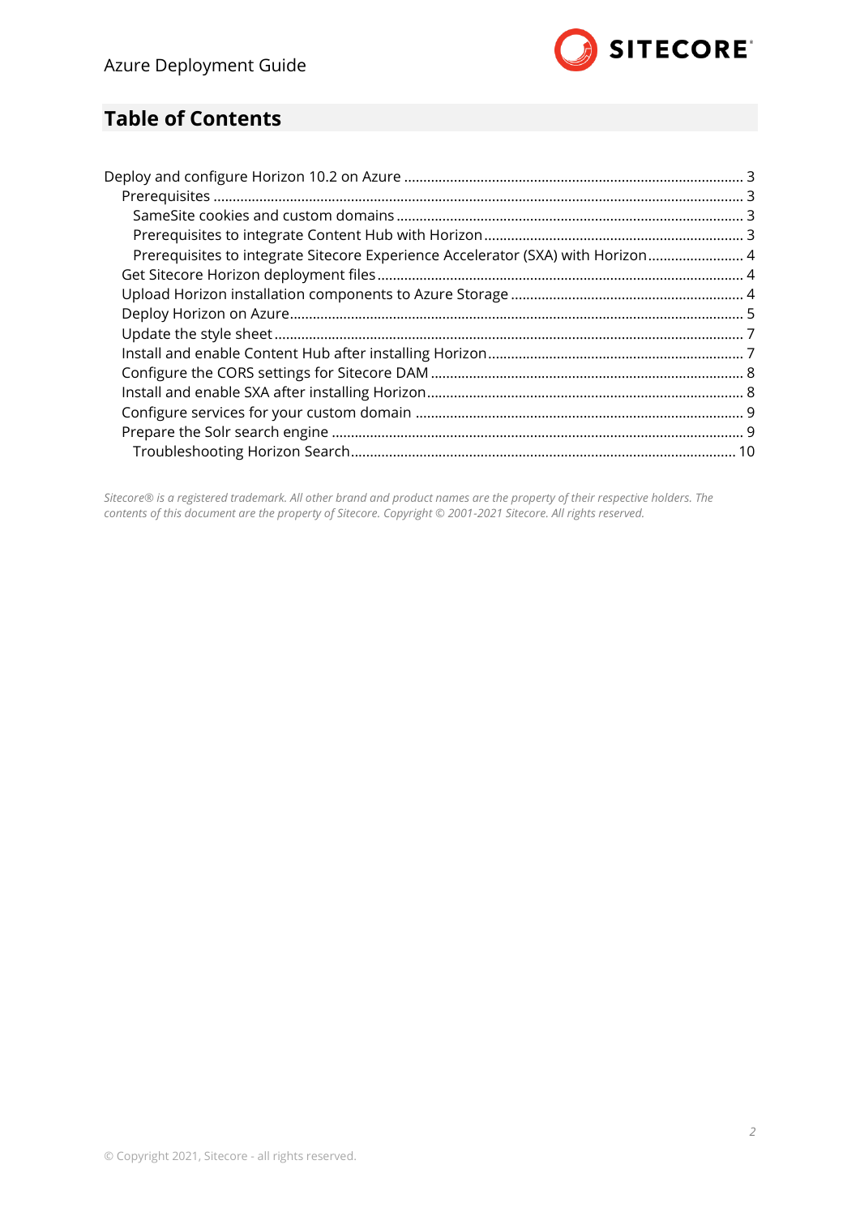## Table of Contents

- Deploy and configure Horizon 10.2 on Azure ... 3
  - Prerequisites ... 3
    - SameSite cookies and custom domains ... 3
    - Prerequisites to integrate Content Hub with Horizon ... 3
    - Prerequisites to integrate Sitecore Experience Accelerator (SXA) with Horizon ... 4
  - Get Sitecore Horizon deployment files ... 4
  - Upload Horizon installation components to Azure Storage ... 4
  - Deploy Horizon on Azure ... 5
  - Update the style sheet ... 7
  - Install and enable Content Hub after installing Horizon ... 7
  - Configure the CORS settings for Sitecore DAM ... 8
  - Install and enable SXA after installing Horizon ... 8
  - Configure services for your custom domain ... 9
  - Prepare the Solr search engine ... 9
    - Troubleshooting Horizon Search ... 10

*Sitecore® is a registered trademark. All other brand and product names are the property of their respective holders. The contents of this document are the property of Sitecore. Copyright © 2001-2021 Sitecore. All rights reserved.*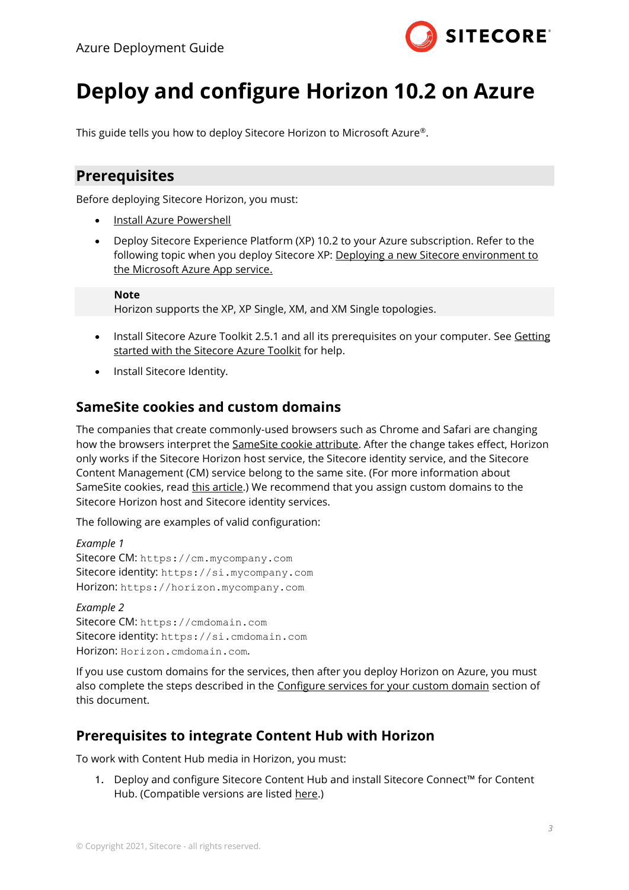# Deploy and configure Horizon 10.2 on Azure

This guide tells you how to deploy Sitecore Horizon to Microsoft Azure®.

## Prerequisites

Before deploying Sitecore Horizon, you must:

- Install Azure Powershell
- Deploy Sitecore Experience Platform (XP) 10.2 to your Azure subscription. Refer to the following topic when you deploy Sitecore XP: Deploying a new Sitecore environment to the Microsoft Azure App service.

> **Note**
> Horizon supports the XP, XP Single, XM, and XM Single topologies.

- Install Sitecore Azure Toolkit 2.5.1 and all its prerequisites on your computer. See Getting started with the Sitecore Azure Toolkit for help.
- Install Sitecore Identity.

### SameSite cookies and custom domains

The companies that create commonly-used browsers such as Chrome and Safari are changing how the browsers interpret the SameSite cookie attribute. After the change takes effect, Horizon only works if the Sitecore Horizon host service, the Sitecore identity service, and the Sitecore Content Management (CM) service belong to the same site. (For more information about SameSite cookies, read this article.) We recommend that you assign custom domains to the Sitecore Horizon host and Sitecore identity services.

The following are examples of valid configuration:

*Example 1*
Sitecore CM: `https://cm.mycompany.com`
Sitecore identity: `https://si.mycompany.com`
Horizon: `https://horizon.mycompany.com`

*Example 2*
Sitecore CM: `https://cmdomain.com`
Sitecore identity: `https://si.cmdomain.com`
Horizon: `Horizon.cmdomain.com`.

If you use custom domains for the services, then after you deploy Horizon on Azure, you must also complete the steps described in the Configure services for your custom domain section of this document.

### Prerequisites to integrate Content Hub with Horizon

To work with Content Hub media in Horizon, you must:

1. Deploy and configure Sitecore Content Hub and install Sitecore Connect™ for Content Hub. (Compatible versions are listed here.)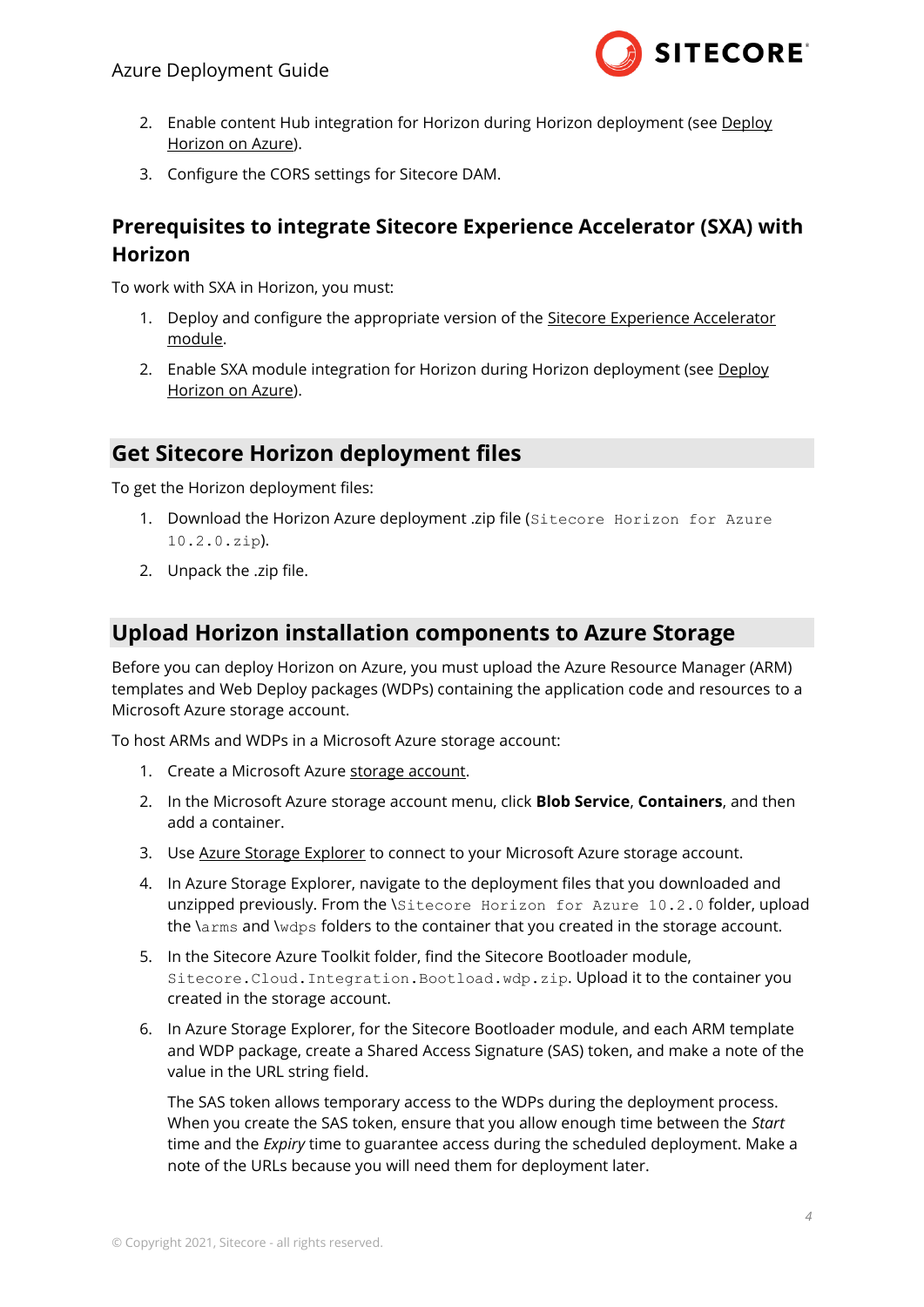2. Enable content Hub integration for Horizon during Horizon deployment (see Deploy Horizon on Azure).
3. Configure the CORS settings for Sitecore DAM.

### Prerequisites to integrate Sitecore Experience Accelerator (SXA) with Horizon

To work with SXA in Horizon, you must:

1. Deploy and configure the appropriate version of the Sitecore Experience Accelerator module.
2. Enable SXA module integration for Horizon during Horizon deployment (see Deploy Horizon on Azure).

## Get Sitecore Horizon deployment files

To get the Horizon deployment files:

1. Download the Horizon Azure deployment .zip file (`Sitecore Horizon for Azure 10.2.0.zip`).
2. Unpack the .zip file.

## Upload Horizon installation components to Azure Storage

Before you can deploy Horizon on Azure, you must upload the Azure Resource Manager (ARM) templates and Web Deploy packages (WDPs) containing the application code and resources to a Microsoft Azure storage account.

To host ARMs and WDPs in a Microsoft Azure storage account:

1. Create a Microsoft Azure storage account.
2. In the Microsoft Azure storage account menu, click **Blob Service**, **Containers**, and then add a container.
3. Use Azure Storage Explorer to connect to your Microsoft Azure storage account.
4. In Azure Storage Explorer, navigate to the deployment files that you downloaded and unzipped previously. From the `\Sitecore Horizon for Azure 10.2.0` folder, upload the `\arms` and `\wdps` folders to the container that you created in the storage account.
5. In the Sitecore Azure Toolkit folder, find the Sitecore Bootloader module, `Sitecore.Cloud.Integration.Bootload.wdp.zip`. Upload it to the container you created in the storage account.
6. In Azure Storage Explorer, for the Sitecore Bootloader module, and each ARM template and WDP package, create a Shared Access Signature (SAS) token, and make a note of the value in the URL string field.

   The SAS token allows temporary access to the WDPs during the deployment process. When you create the SAS token, ensure that you allow enough time between the *Start* time and the *Expiry* time to guarantee access during the scheduled deployment. Make a note of the URLs because you will need them for deployment later.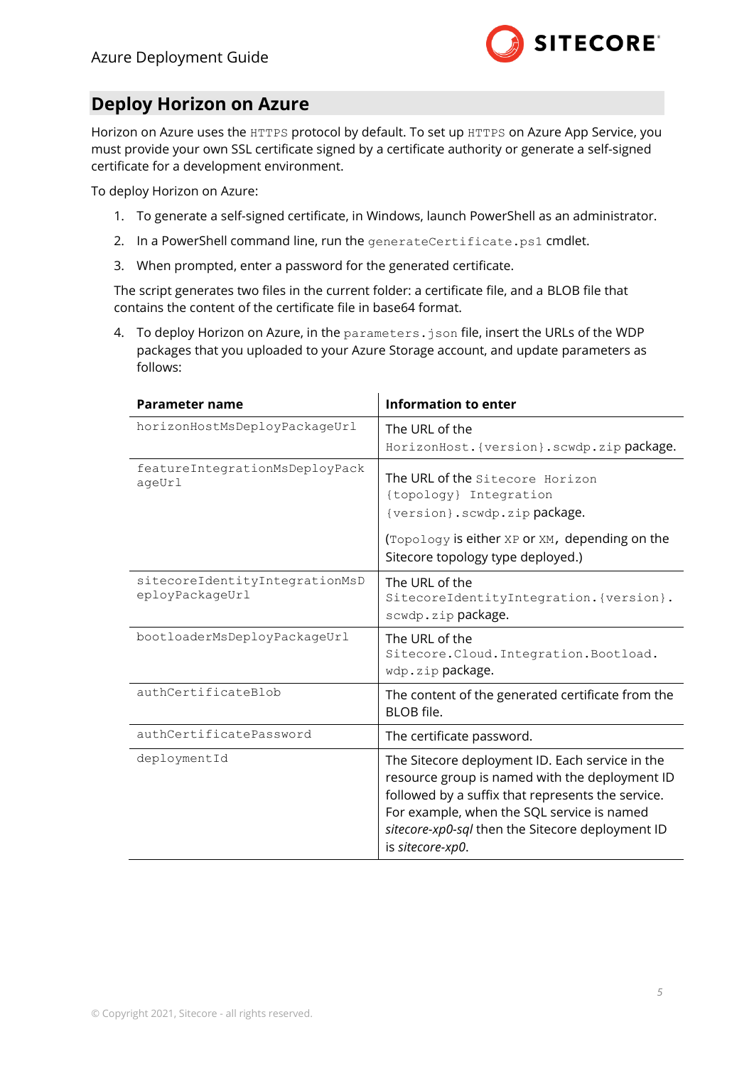## Deploy Horizon on Azure

Horizon on Azure uses the `HTTPS` protocol by default. To set up `HTTPS` on Azure App Service, you must provide your own SSL certificate signed by a certificate authority or generate a self-signed certificate for a development environment.

To deploy Horizon on Azure:

1. To generate a self-signed certificate, in Windows, launch PowerShell as an administrator.
2. In a PowerShell command line, run the `generateCertificate.ps1` cmdlet.
3. When prompted, enter a password for the generated certificate.

   The script generates two files in the current folder: a certificate file, and a BLOB file that contains the content of the certificate file in base64 format.

4. To deploy Horizon on Azure, in the `parameters.json` file, insert the URLs of the WDP packages that you uploaded to your Azure Storage account, and update parameters as follows:

| Parameter name | Information to enter |
|---|---|
| `horizonHostMsDeployPackageUrl` | The URL of the `HorizonHost.{version}.scwdp.zip` package. |
| `featureIntegrationMsDeployPackageUrl` | The URL of the `Sitecore Horizon {topology} Integration {version}.scwdp.zip` package.<br><br>(`Topology` is either `XP` or `XM`, depending on the Sitecore topology type deployed.) |
| `sitecoreIdentityIntegrationMsDeployPackageUrl` | The URL of the `SitecoreIdentityIntegration.{version}.scwdp.zip` package. |
| `bootloaderMsDeployPackageUrl` | The URL of the `Sitecore.Cloud.Integration.Bootload.wdp.zip` package. |
| `authCertificateBlob` | The content of the generated certificate from the BLOB file. |
| `authCertificatePassword` | The certificate password. |
| `deploymentId` | The Sitecore deployment ID. Each service in the resource group is named with the deployment ID followed by a suffix that represents the service. For example, when the SQL service is named *sitecore-xp0-sql* then the Sitecore deployment ID is *sitecore-xp0*. |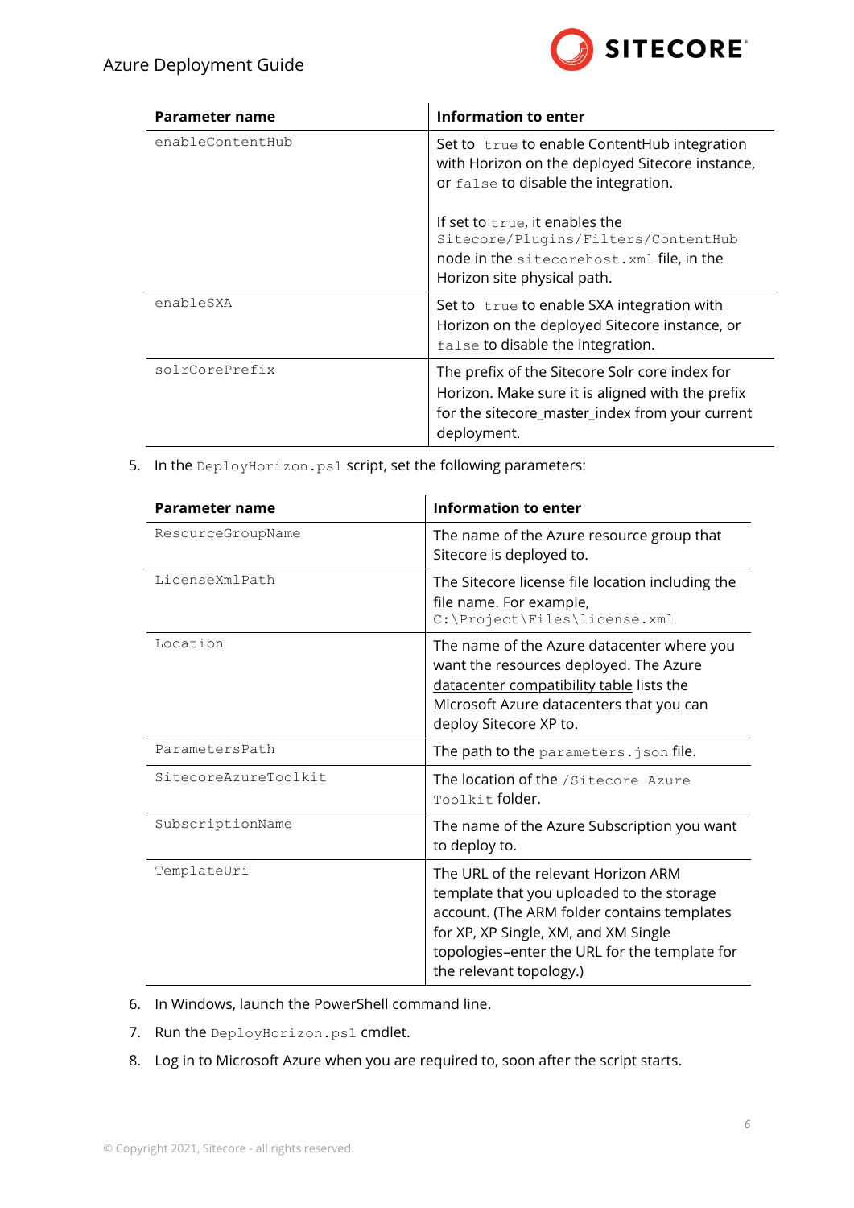| Parameter name | Information to enter |
| --- | --- |
| `enableContentHub` | Set to `true` to enable ContentHub integration with Horizon on the deployed Sitecore instance, or `false` to disable the integration.<br><br>If set to `true`, it enables the `Sitecore/Plugins/Filters/ContentHub` node in the `sitecorehost.xml` file, in the Horizon site physical path. |
| `enableSXA` | Set to `true` to enable SXA integration with Horizon on the deployed Sitecore instance, or `false` to disable the integration. |
| `solrCorePrefix` | The prefix of the Sitecore Solr core index for Horizon. Make sure it is aligned with the prefix for the sitecore_master_index from your current deployment. |

5. In the `DeployHorizon.ps1` script, set the following parameters:

| Parameter name | Information to enter |
| --- | --- |
| `ResourceGroupName` | The name of the Azure resource group that Sitecore is deployed to. |
| `LicenseXmlPath` | The Sitecore license file location including the file name. For example, `C:\Project\Files\license.xml` |
| `Location` | The name of the Azure datacenter where you want the resources deployed. The Azure datacenter compatibility table lists the Microsoft Azure datacenters that you can deploy Sitecore XP to. |
| `ParametersPath` | The path to the `parameters.json` file. |
| `SitecoreAzureToolkit` | The location of the `/Sitecore Azure Toolkit` folder. |
| `SubscriptionName` | The name of the Azure Subscription you want to deploy to. |
| `TemplateUri` | The URL of the relevant Horizon ARM template that you uploaded to the storage account. (The ARM folder contains templates for XP, XP Single, XM, and XM Single topologies–enter the URL for the template for the relevant topology.) |

6. In Windows, launch the PowerShell command line.
7. Run the `DeployHorizon.ps1` cmdlet.
8. Log in to Microsoft Azure when you are required to, soon after the script starts.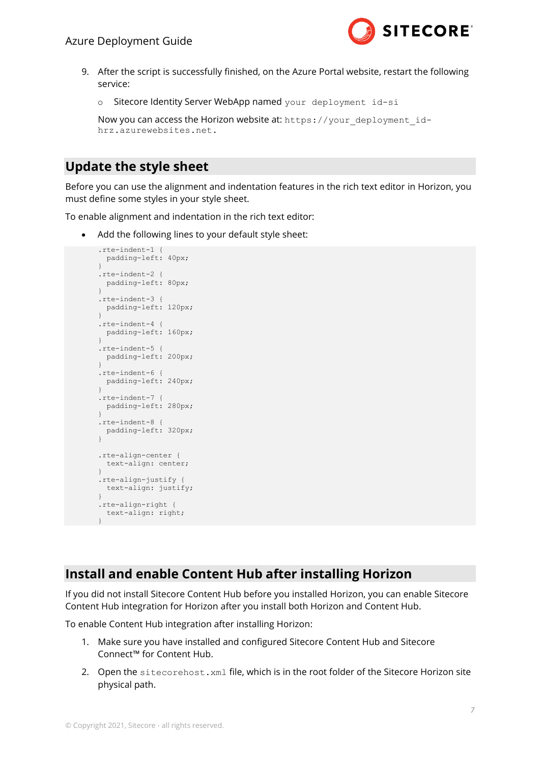9. After the script is successfully finished, on the Azure Portal website, restart the following service:

   - Sitecore Identity Server WebApp named `your deployment id-si`

   Now you can access the Horizon website at: `https://your_deployment_id-hrz.azurewebsites.net.`

## Update the style sheet

Before you can use the alignment and indentation features in the rich text editor in Horizon, you must define some styles in your style sheet.

To enable alignment and indentation in the rich text editor:

- Add the following lines to your default style sheet:

```
.rte-indent-1 {
  padding-left: 40px;
}
.rte-indent-2 {
  padding-left: 80px;
}
.rte-indent-3 {
  padding-left: 120px;
}
.rte-indent-4 {
  padding-left: 160px;
}
.rte-indent-5 {
  padding-left: 200px;
}
.rte-indent-6 {
  padding-left: 240px;
}
.rte-indent-7 {
  padding-left: 280px;
}
.rte-indent-8 {
  padding-left: 320px;
}

.rte-align-center {
  text-align: center;
}
.rte-align-justify {
  text-align: justify;
}
.rte-align-right {
  text-align: right;
}
```

## Install and enable Content Hub after installing Horizon

If you did not install Sitecore Content Hub before you installed Horizon, you can enable Sitecore Content Hub integration for Horizon after you install both Horizon and Content Hub.

To enable Content Hub integration after installing Horizon:

1. Make sure you have installed and configured Sitecore Content Hub and Sitecore Connect™ for Content Hub.
2. Open the `sitecorehost.xml` file, which is in the root folder of the Sitecore Horizon site physical path.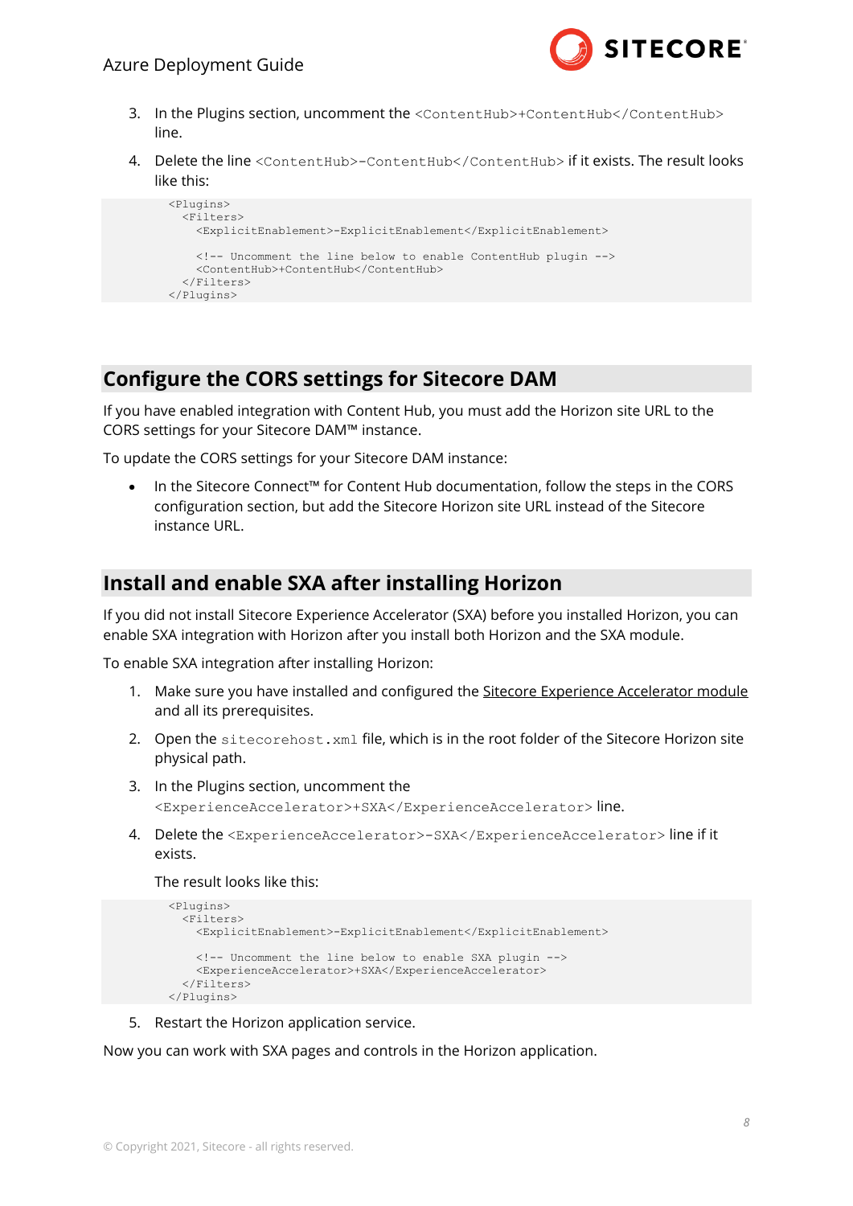3. In the Plugins section, uncomment the `<ContentHub>+ContentHub</ContentHub>` line.
4. Delete the line `<ContentHub>-ContentHub</ContentHub>` if it exists. The result looks like this:

```
<Plugins>
  <Filters>
    <ExplicitEnablement>-ExplicitEnablement</ExplicitEnablement>

    <!-- Uncomment the line below to enable ContentHub plugin -->
    <ContentHub>+ContentHub</ContentHub>
  </Filters>
</Plugins>
```

## Configure the CORS settings for Sitecore DAM

If you have enabled integration with Content Hub, you must add the Horizon site URL to the CORS settings for your Sitecore DAM™ instance.

To update the CORS settings for your Sitecore DAM instance:

- In the Sitecore Connect™ for Content Hub documentation, follow the steps in the CORS configuration section, but add the Sitecore Horizon site URL instead of the Sitecore instance URL.

## Install and enable SXA after installing Horizon

If you did not install Sitecore Experience Accelerator (SXA) before you installed Horizon, you can enable SXA integration with Horizon after you install both Horizon and the SXA module.

To enable SXA integration after installing Horizon:

1. Make sure you have installed and configured the Sitecore Experience Accelerator module and all its prerequisites.
2. Open the `sitecorehost.xml` file, which is in the root folder of the Sitecore Horizon site physical path.
3. In the Plugins section, uncomment the `<ExperienceAccelerator>+SXA</ExperienceAccelerator>` line.
4. Delete the `<ExperienceAccelerator>-SXA</ExperienceAccelerator>` line if it exists.

   The result looks like this:

```
<Plugins>
  <Filters>
    <ExplicitEnablement>-ExplicitEnablement</ExplicitEnablement>

    <!-- Uncomment the line below to enable SXA plugin -->
    <ExperienceAccelerator>+SXA</ExperienceAccelerator>
  </Filters>
</Plugins>
```

5. Restart the Horizon application service.

Now you can work with SXA pages and controls in the Horizon application.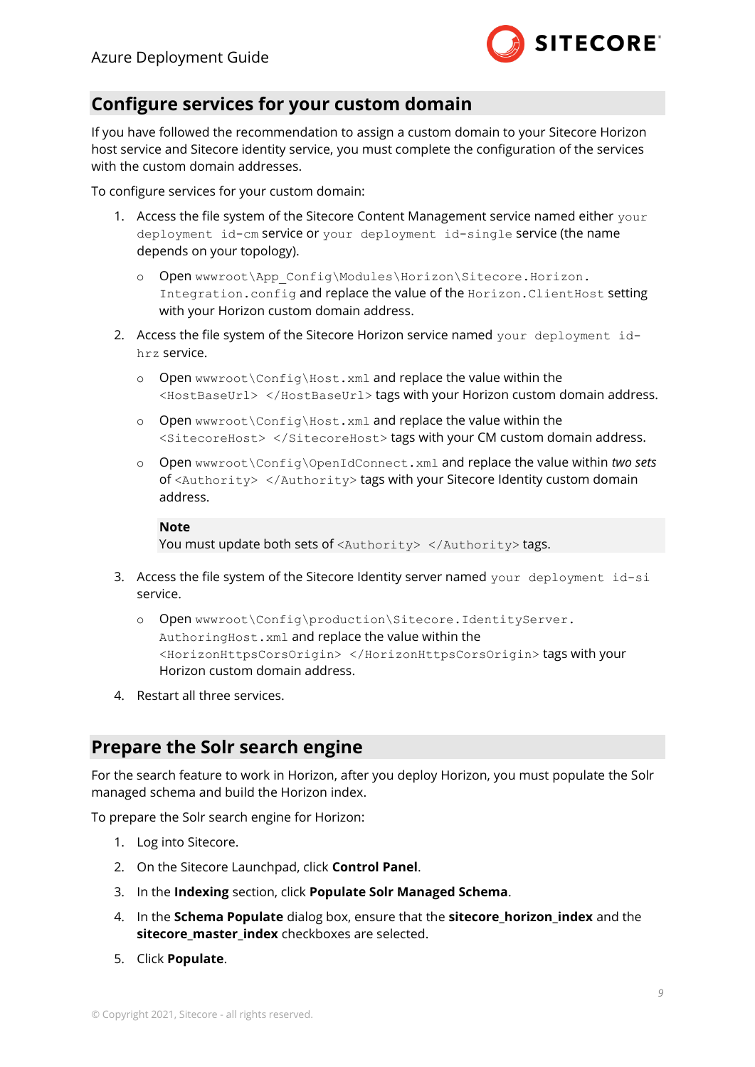## Configure services for your custom domain

If you have followed the recommendation to assign a custom domain to your Sitecore Horizon host service and Sitecore identity service, you must complete the configuration of the services with the custom domain addresses.

To configure services for your custom domain:

1. Access the file system of the Sitecore Content Management service named either `your deployment id-cm` service or `your deployment id-single` service (the name depends on your topology).
   - Open `wwwroot\App_Config\Modules\Horizon\Sitecore.Horizon.Integration.config` and replace the value of the `Horizon.ClientHost` setting with your Horizon custom domain address.
2. Access the file system of the Sitecore Horizon service named `your deployment id-hrz` service.
   - Open `wwwroot\Config\Host.xml` and replace the value within the `<HostBaseUrl> </HostBaseUrl>` tags with your Horizon custom domain address.
   - Open `wwwroot\Config\Host.xml` and replace the value within the `<SitecoreHost> </SitecoreHost>` tags with your CM custom domain address.
   - Open `wwwroot\Config\OpenIdConnect.xml` and replace the value within *two sets* of `<Authority> </Authority>` tags with your Sitecore Identity custom domain address.

     **Note**
     You must update both sets of `<Authority> </Authority>` tags.
3. Access the file system of the Sitecore Identity server named `your deployment id-si` service.
   - Open `wwwroot\Config\production\Sitecore.IdentityServer.AuthoringHost.xml` and replace the value within the `<HorizonHttpsCorsOrigin> </HorizonHttpsCorsOrigin>` tags with your Horizon custom domain address.
4. Restart all three services.

## Prepare the Solr search engine

For the search feature to work in Horizon, after you deploy Horizon, you must populate the Solr managed schema and build the Horizon index.

To prepare the Solr search engine for Horizon:

1. Log into Sitecore.
2. On the Sitecore Launchpad, click **Control Panel**.
3. In the **Indexing** section, click **Populate Solr Managed Schema**.
4. In the **Schema Populate** dialog box, ensure that the **sitecore_horizon_index** and the **sitecore_master_index** checkboxes are selected.
5. Click **Populate**.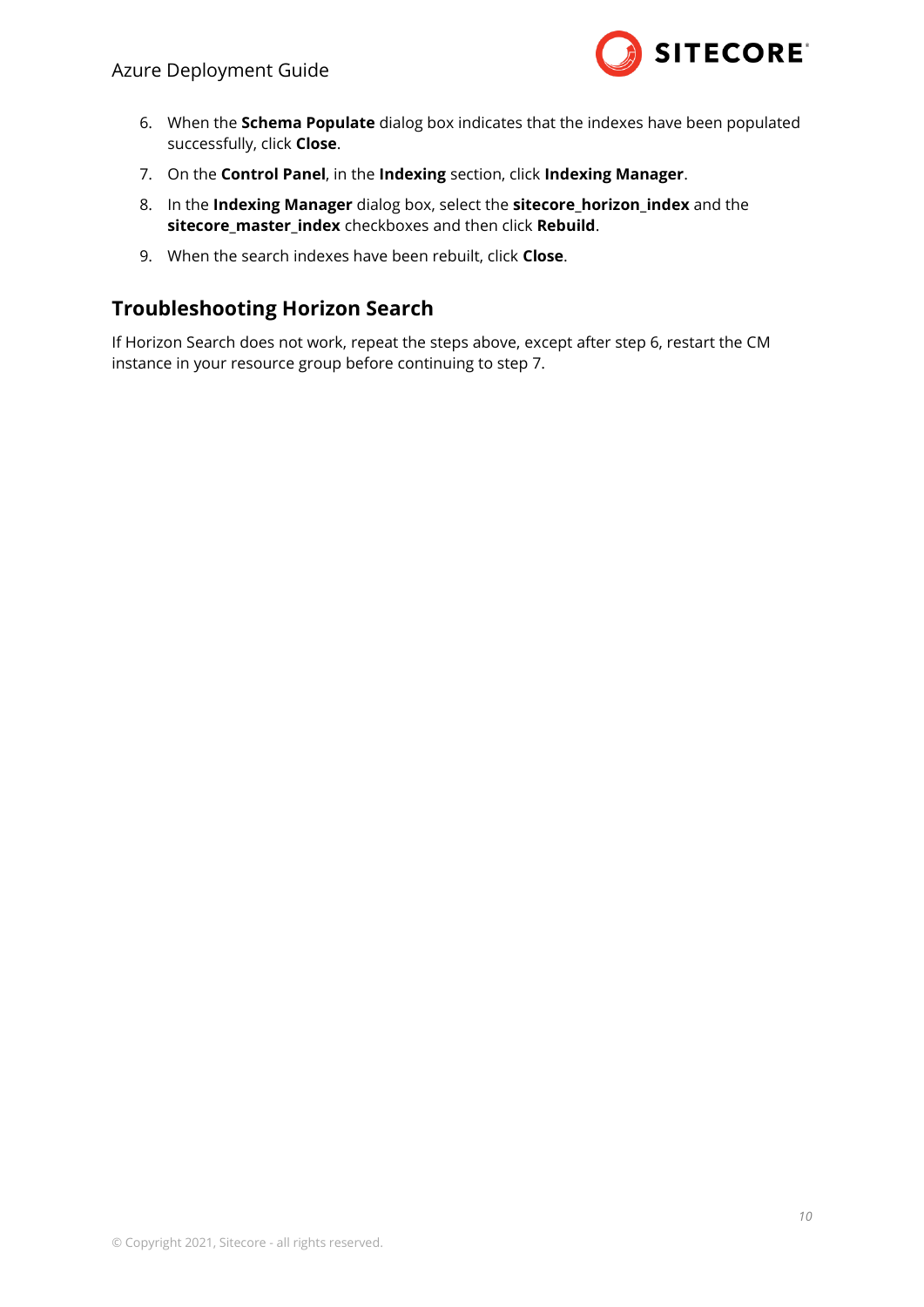6. When the **Schema Populate** dialog box indicates that the indexes have been populated successfully, click **Close**.
7. On the **Control Panel**, in the **Indexing** section, click **Indexing Manager**.
8. In the **Indexing Manager** dialog box, select the **sitecore_horizon_index** and the **sitecore_master_index** checkboxes and then click **Rebuild**.
9. When the search indexes have been rebuilt, click **Close**.

## Troubleshooting Horizon Search

If Horizon Search does not work, repeat the steps above, except after step 6, restart the CM instance in your resource group before continuing to step 7.